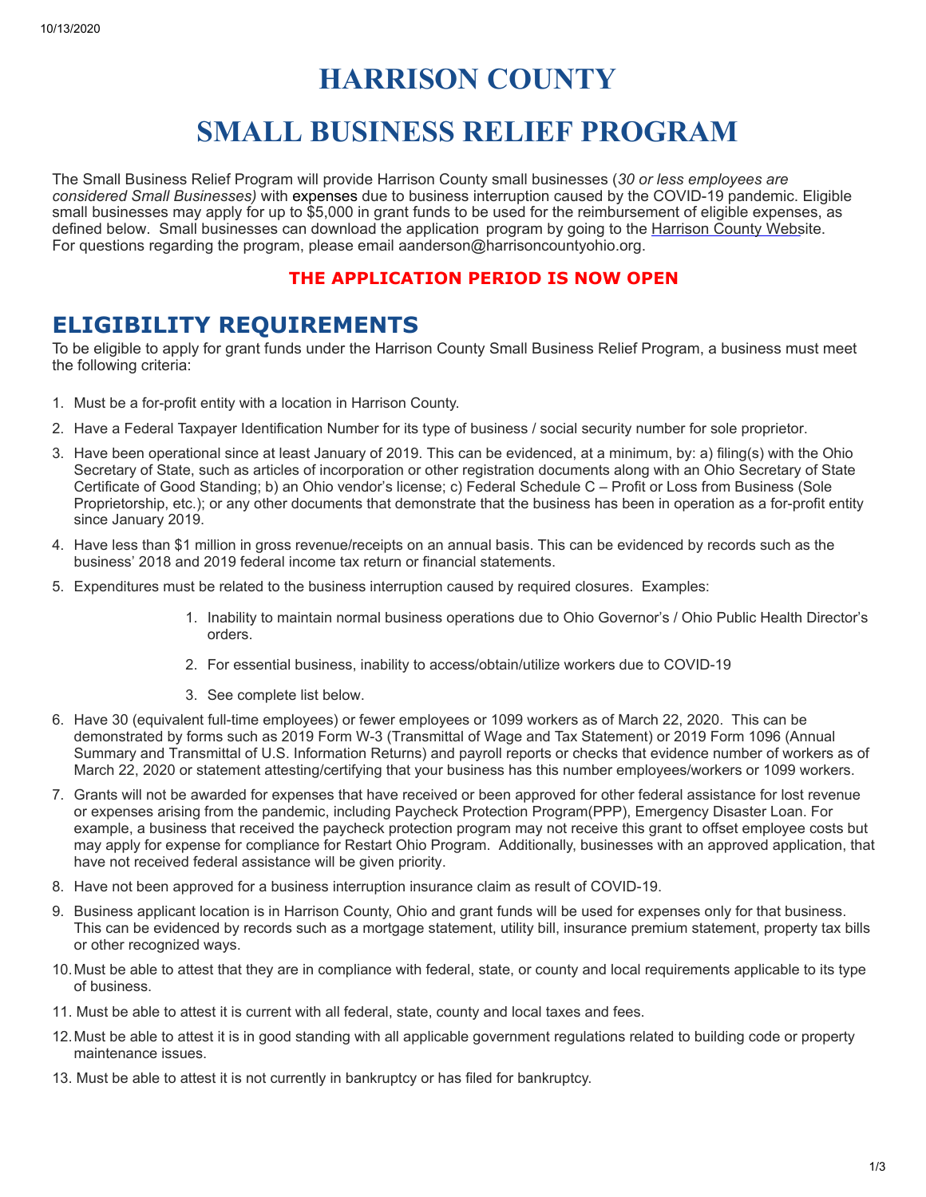# HARRISON COUNTY

# SMALL BUSINESS RELIEF PROGRAM

The Small Business Relief Program will provide Harrison County small businesses (*30 or less employees are considered Small Businesses)* with expenses due to business interruption caused by the COVID-19 pandemic. Eligible small businesses may apply for up to $5,000 in grant funds to be used for the reimbursement of eligible expenses, as defined below. Small businesses can download the application program by going to the Harrison County Website. For questions regarding the program, please email aanderson@harrisoncountyohio.org.

**THE APPLICATION PERIOD IS NOW OPEN**

## ELIGIBILITY REQUIREMENTS

To be eligible to apply for grant funds under the Harrison County Small Business Relief Program, a business must meet the following criteria:

1. Must be a for-profit entity with a location in Harrison County.
2. Have a Federal Taxpayer Identification Number for its type of business / social security number for sole proprietor.
3. Have been operational since at least January of 2019. This can be evidenced, at a minimum, by: a) filing(s) with the Ohio Secretary of State, such as articles of incorporation or other registration documents along with an Ohio Secretary of State Certificate of Good Standing; b) an Ohio vendor's license; c) Federal Schedule C – Profit or Loss from Business (Sole Proprietorship, etc.); or any other documents that demonstrate that the business has been in operation as a for-profit entity since January 2019.
4. Have less than $1 million in gross revenue/receipts on an annual basis. This can be evidenced by records such as the business' 2018 and 2019 federal income tax return or financial statements.
5. Expenditures must be related to the business interruption caused by required closures. Examples:
    1. Inability to maintain normal business operations due to Ohio Governor's / Ohio Public Health Director's orders.
    2. For essential business, inability to access/obtain/utilize workers due to COVID-19
    3. See complete list below.
6. Have 30 (equivalent full-time employees) or fewer employees or 1099 workers as of March 22, 2020. This can be demonstrated by forms such as 2019 Form W-3 (Transmittal of Wage and Tax Statement) or 2019 Form 1096 (Annual Summary and Transmittal of U.S. Information Returns) and payroll reports or checks that evidence number of workers as of March 22, 2020 or statement attesting/certifying that your business has this number employees/workers or 1099 workers.
7. Grants will not be awarded for expenses that have received or been approved for other federal assistance for lost revenue or expenses arising from the pandemic, including Paycheck Protection Program(PPP), Emergency Disaster Loan. For example, a business that received the paycheck protection program may not receive this grant to offset employee costs but may apply for expense for compliance for Restart Ohio Program. Additionally, businesses with an approved application, that have not received federal assistance will be given priority.
8. Have not been approved for a business interruption insurance claim as result of COVID-19.
9. Business applicant location is in Harrison County, Ohio and grant funds will be used for expenses only for that business. This can be evidenced by records such as a mortgage statement, utility bill, insurance premium statement, property tax bills or other recognized ways.
10. Must be able to attest that they are in compliance with federal, state, or county and local requirements applicable to its type of business.
11. Must be able to attest it is current with all federal, state, county and local taxes and fees.
12. Must be able to attest it is in good standing with all applicable government regulations related to building code or property maintenance issues.
13. Must be able to attest it is not currently in bankruptcy or has filed for bankruptcy.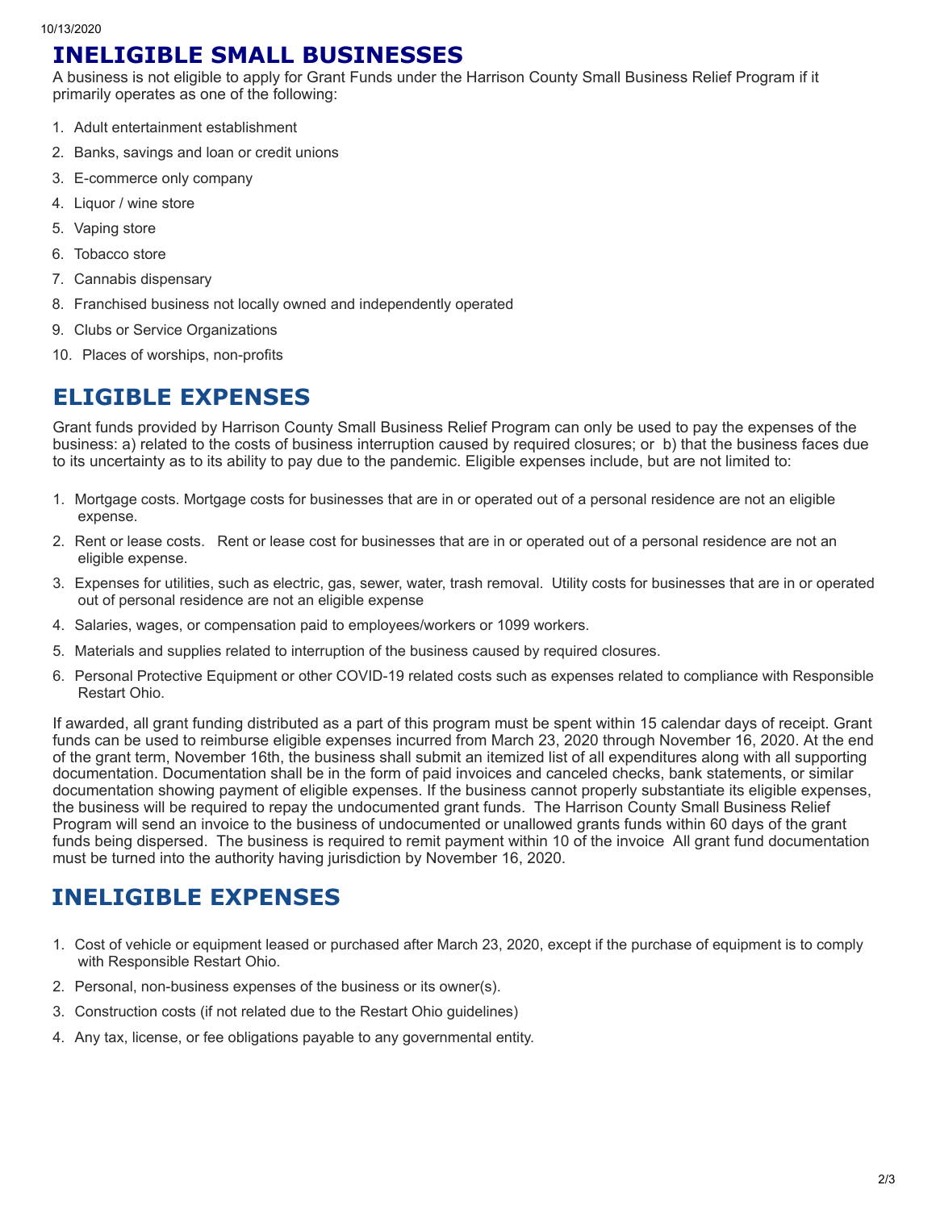## INELIGIBLE SMALL BUSINESSES

A business is not eligible to apply for Grant Funds under the Harrison County Small Business Relief Program if it primarily operates as one of the following:

1. Adult entertainment establishment
2. Banks, savings and loan or credit unions
3. E-commerce only company
4. Liquor / wine store
5. Vaping store
6. Tobacco store
7. Cannabis dispensary
8. Franchised business not locally owned and independently operated
9. Clubs or Service Organizations
10. Places of worships, non-profits

## ELIGIBLE EXPENSES

Grant funds provided by Harrison County Small Business Relief Program can only be used to pay the expenses of the business: a) related to the costs of business interruption caused by required closures; or b) that the business faces due to its uncertainty as to its ability to pay due to the pandemic. Eligible expenses include, but are not limited to:

1. Mortgage costs. Mortgage costs for businesses that are in or operated out of a personal residence are not an eligible expense.
2. Rent or lease costs. Rent or lease cost for businesses that are in or operated out of a personal residence are not an eligible expense.
3. Expenses for utilities, such as electric, gas, sewer, water, trash removal. Utility costs for businesses that are in or operated out of personal residence are not an eligible expense
4. Salaries, wages, or compensation paid to employees/workers or 1099 workers.
5. Materials and supplies related to interruption of the business caused by required closures.
6. Personal Protective Equipment or other COVID-19 related costs such as expenses related to compliance with Responsible Restart Ohio.

If awarded, all grant funding distributed as a part of this program must be spent within 15 calendar days of receipt. Grant funds can be used to reimburse eligible expenses incurred from March 23, 2020 through November 16, 2020. At the end of the grant term, November 16th, the business shall submit an itemized list of all expenditures along with all supporting documentation. Documentation shall be in the form of paid invoices and canceled checks, bank statements, or similar documentation showing payment of eligible expenses. If the business cannot properly substantiate its eligible expenses, the business will be required to repay the undocumented grant funds. The Harrison County Small Business Relief Program will send an invoice to the business of undocumented or unallowed grants funds within 60 days of the grant funds being dispersed. The business is required to remit payment within 10 of the invoice All grant fund documentation must be turned into the authority having jurisdiction by November 16, 2020.

## INELIGIBLE EXPENSES

1. Cost of vehicle or equipment leased or purchased after March 23, 2020, except if the purchase of equipment is to comply with Responsible Restart Ohio.
2. Personal, non-business expenses of the business or its owner(s).
3. Construction costs (if not related due to the Restart Ohio guidelines)
4. Any tax, license, or fee obligations payable to any governmental entity.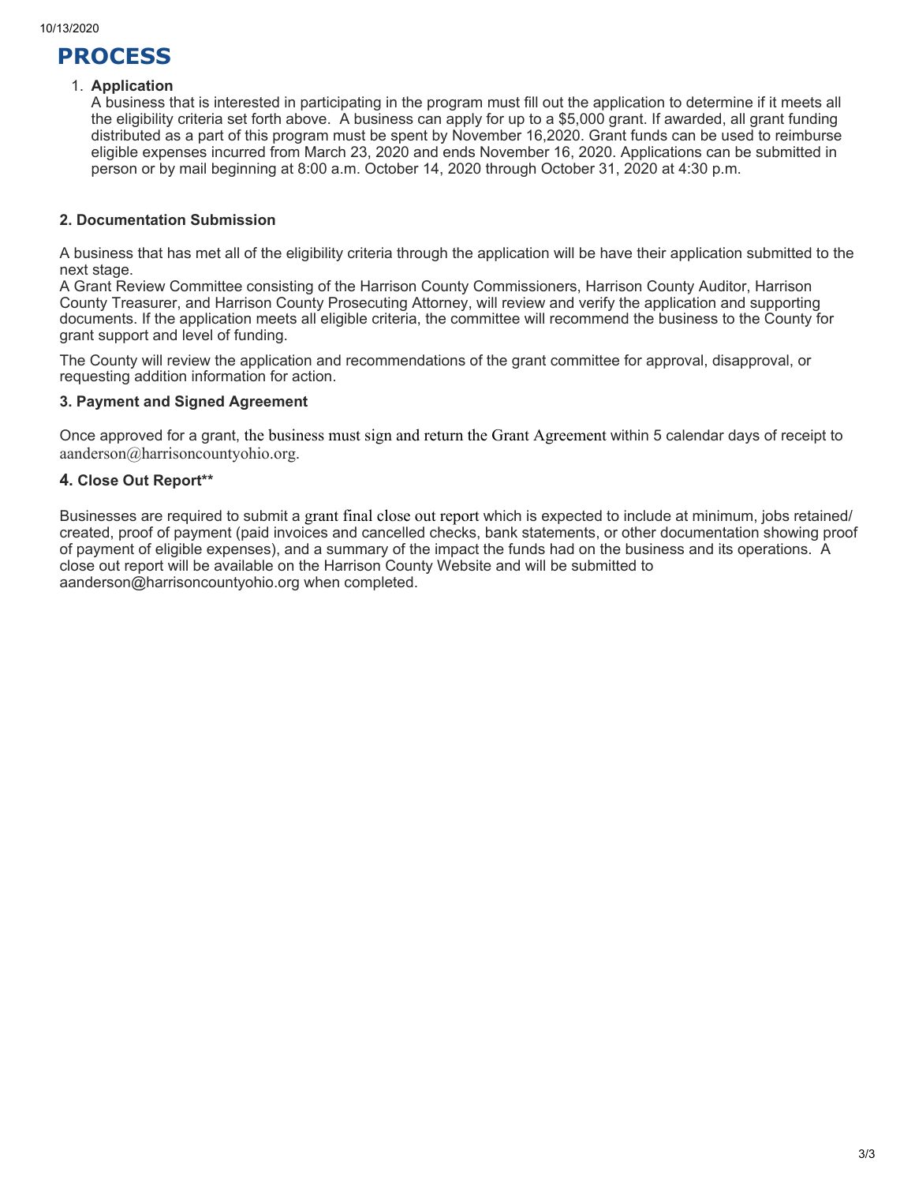# PROCESS

1. **Application**
   A business that is interested in participating in the program must fill out the application to determine if it meets all the eligibility criteria set forth above. A business can apply for up to a $5,000 grant. If awarded, all grant funding distributed as a part of this program must be spent by November 16,2020. Grant funds can be used to reimburse eligible expenses incurred from March 23, 2020 and ends November 16, 2020. Applications can be submitted in person or by mail beginning at 8:00 a.m. October 14, 2020 through October 31, 2020 at 4:30 p.m.

**2. Documentation Submission**

A business that has met all of the eligibility criteria through the application will be have their application submitted to the next stage.
A Grant Review Committee consisting of the Harrison County Commissioners, Harrison County Auditor, Harrison County Treasurer, and Harrison County Prosecuting Attorney, will review and verify the application and supporting documents. If the application meets all eligible criteria, the committee will recommend the business to the County for grant support and level of funding.

The County will review the application and recommendations of the grant committee for approval, disapproval, or requesting addition information for action.

**3. Payment and Signed Agreement**

Once approved for a grant, the business must sign and return the Grant Agreement within 5 calendar days of receipt to aanderson@harrisoncountyohio.org.

**4. Close Out Report****

Businesses are required to submit a grant final close out report which is expected to include at minimum, jobs retained/ created, proof of payment (paid invoices and cancelled checks, bank statements, or other documentation showing proof of payment of eligible expenses), and a summary of the impact the funds had on the business and its operations. A close out report will be available on the Harrison County Website and will be submitted to aanderson@harrisoncountyohio.org when completed.